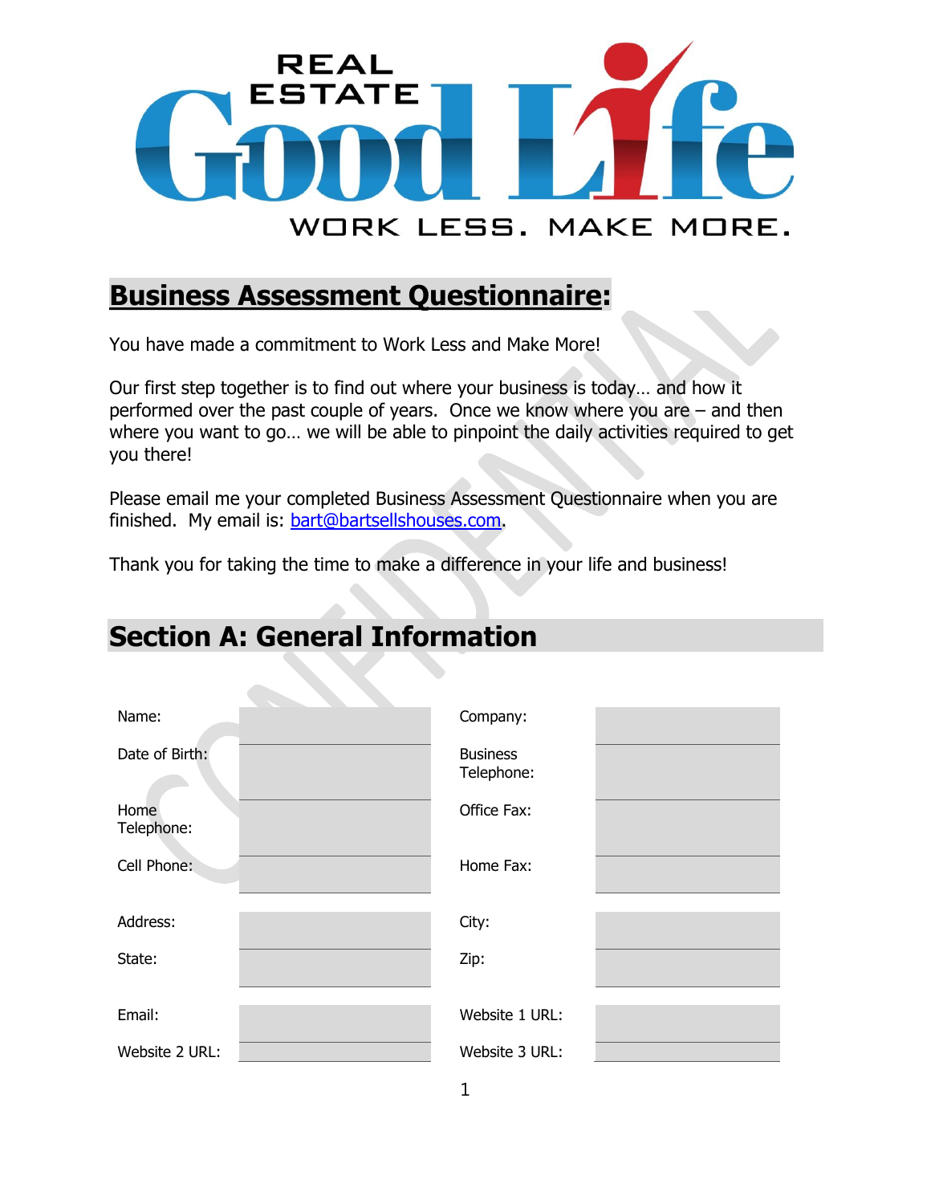REAL ESTATE **Good Life**

WORK LESS. MAKE MORE.

## Business Assessment Questionnaire:

You have made a commitment to Work Less and Make More!

Our first step together is to find out where your business is today… and how it performed over the past couple of years. Once we know where you are – and then where you want to go… we will be able to pinpoint the daily activities required to get you there!

Please email me your completed Business Assessment Questionnaire when you are finished. My email is: bart@bartsellshouses.com.

Thank you for taking the time to make a difference in your life and business!

## Section A: General Information

| | | | |
|---|---|---|---|
| Name: | | Company: | |
| Date of Birth: | | Business Telephone: | |
| Home Telephone: | | Office Fax: | |
| Cell Phone: | | Home Fax: | |
| Address: | | City: | |
| State: | | Zip: | |
| Email: | | Website 1 URL: | |
| Website 2 URL: | | Website 3 URL: | |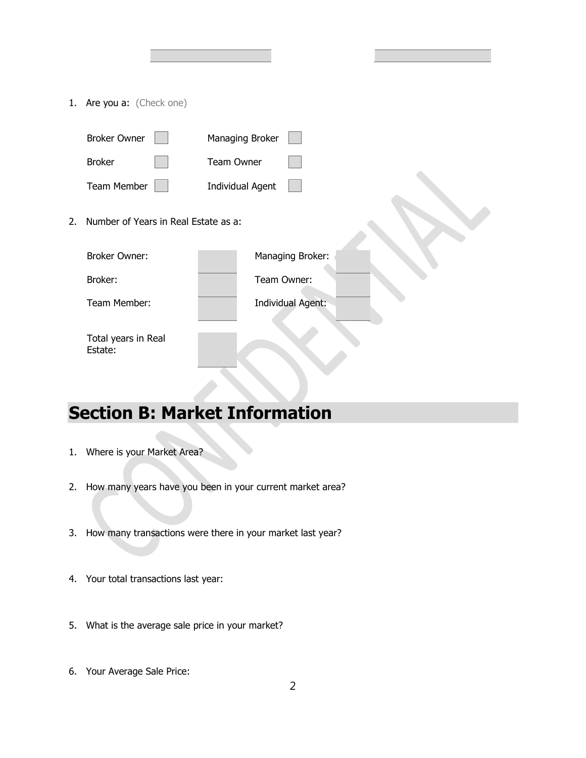1. Are you a: (Check one)

| | | | |
|---|---|---|---|
| Broker Owner | ☐ | Managing Broker | ☐ |
| Broker | ☐ | Team Owner | ☐ |
| Team Member | ☐ | Individual Agent | ☐ |

2. Number of Years in Real Estate as a:

| | | | |
|---|---|---|---|
| Broker Owner: | | Managing Broker: | |
| Broker: | | Team Owner: | |
| Team Member: | | Individual Agent: | |
| Total years in Real Estate: | | | |

## Section B: Market Information

1. Where is your Market Area?

2. How many years have you been in your current market area?

3. How many transactions were there in your market last year?

4. Your total transactions last year:

5. What is the average sale price in your market?

6. Your Average Sale Price: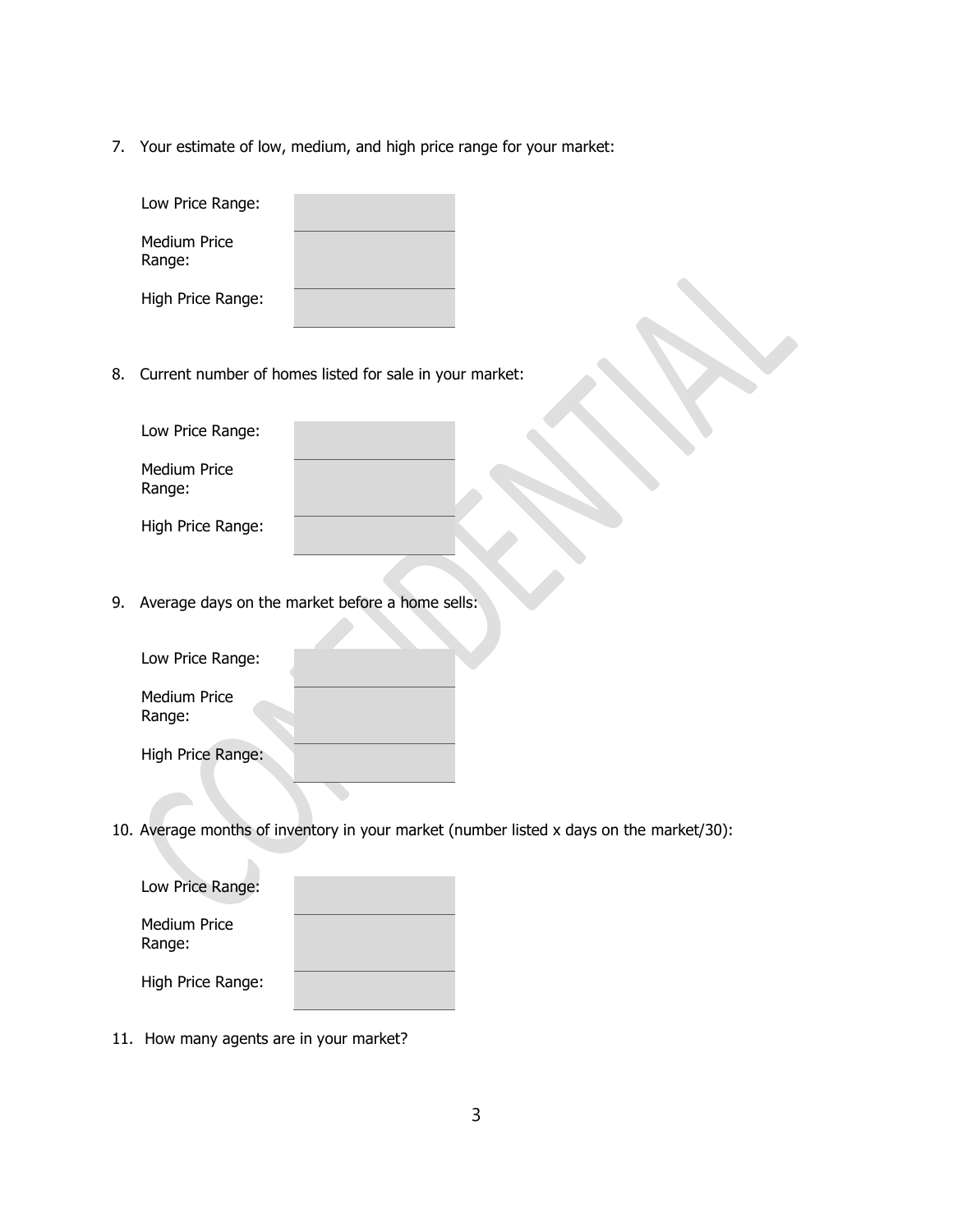7. Your estimate of low, medium, and high price range for your market:

| | |
|---|---|
| Low Price Range: | |
| Medium Price Range: | |
| High Price Range: | |

8. Current number of homes listed for sale in your market:

| | |
|---|---|
| Low Price Range: | |
| Medium Price Range: | |
| High Price Range: | |

9. Average days on the market before a home sells:

| | |
|---|---|
| Low Price Range: | |
| Medium Price Range: | |
| High Price Range: | |

10. Average months of inventory in your market (number listed x days on the market/30):

| | |
|---|---|
| Low Price Range: | |
| Medium Price Range: | |
| High Price Range: | |

11. How many agents are in your market?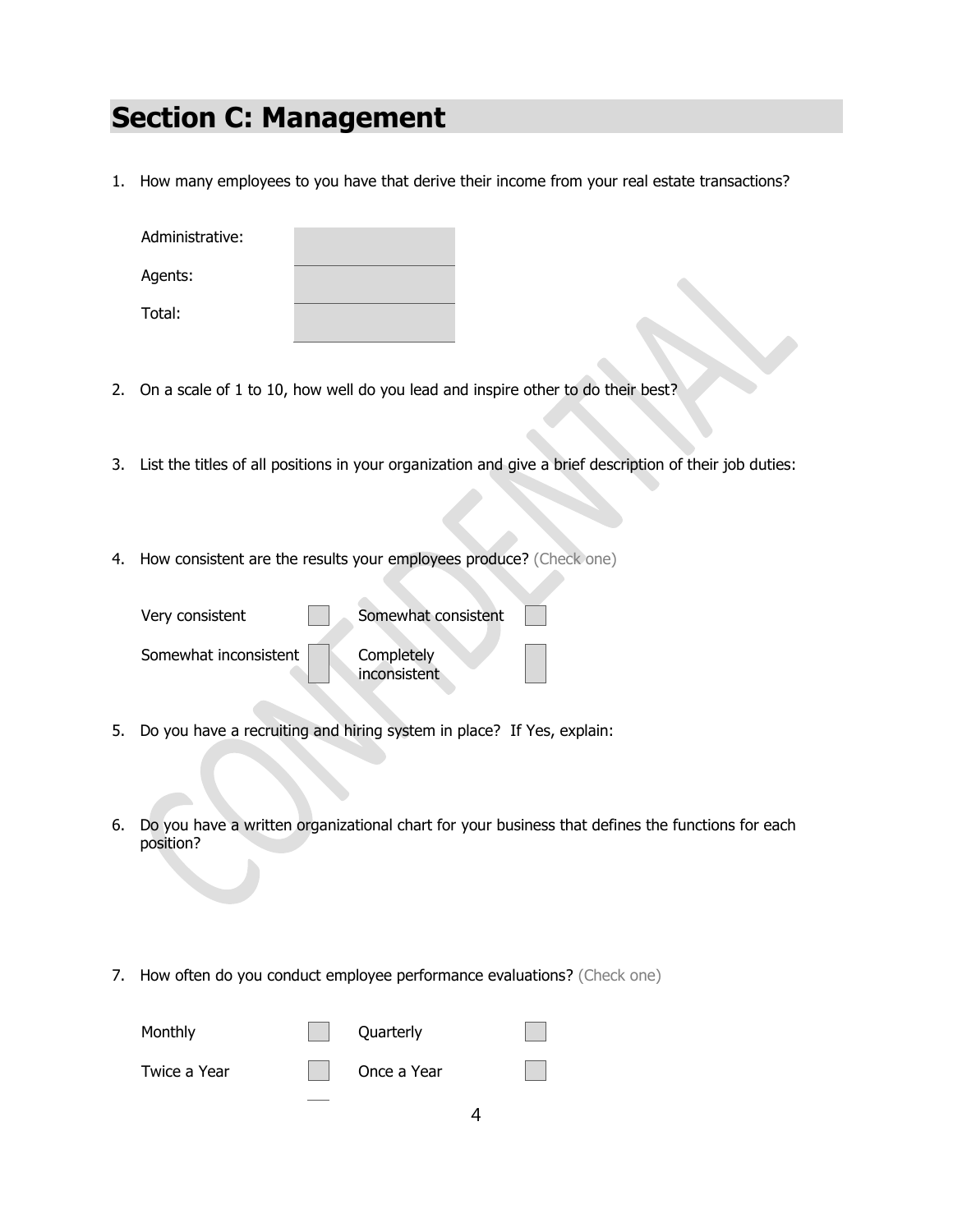# Section C: Management

1. How many employees to you have that derive their income from your real estate transactions?

| | |
|---|---|
| Administrative: | |
| Agents: | |
| Total: | |

2. On a scale of 1 to 10, how well do you lead and inspire other to do their best?

3. List the titles of all positions in your organization and give a brief description of their job duties:

4. How consistent are the results your employees produce? (Check one)

| | | | |
|---|---|---|---|
| Very consistent | ☐ | Somewhat consistent | ☐ |
| Somewhat inconsistent | ☐ | Completely inconsistent | ☐ |

5. Do you have a recruiting and hiring system in place? If Yes, explain:

6. Do you have a written organizational chart for your business that defines the functions for each position?

7. How often do you conduct employee performance evaluations? (Check one)

| | | | |
|---|---|---|---|
| Monthly | ☐ | Quarterly | ☐ |
| Twice a Year | ☐ | Once a Year | ☐ |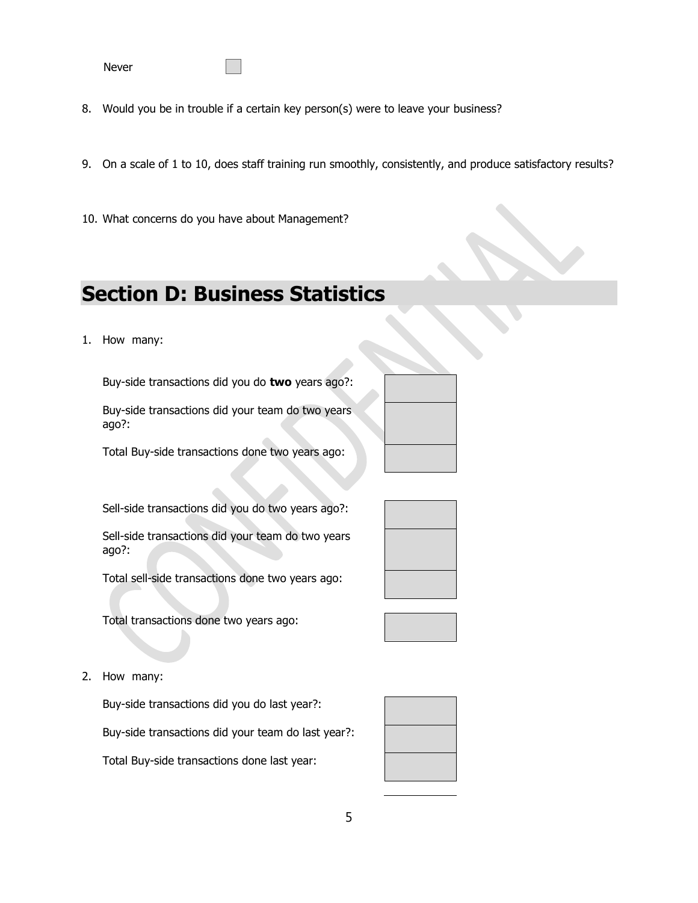Never ☐

8. Would you be in trouble if a certain key person(s) were to leave your business?

9. On a scale of 1 to 10, does staff training run smoothly, consistently, and produce satisfactory results?

10. What concerns do you have about Management?

## Section D: Business Statistics

1. How many:

| | |
|---|---|
| Buy-side transactions did you do **two** years ago?: | |
| Buy-side transactions did your team do two years ago?: | |
| Total Buy-side transactions done two years ago: | |

| | |
|---|---|
| Sell-side transactions did you do two years ago?: | |
| Sell-side transactions did your team do two years ago?: | |
| Total sell-side transactions done two years ago: | |

| | |
|---|---|
| Total transactions done two years ago: | |

2. How many:

| | |
|---|---|
| Buy-side transactions did you do last year?: | |
| Buy-side transactions did your team do last year?: | |
| Total Buy-side transactions done last year: | |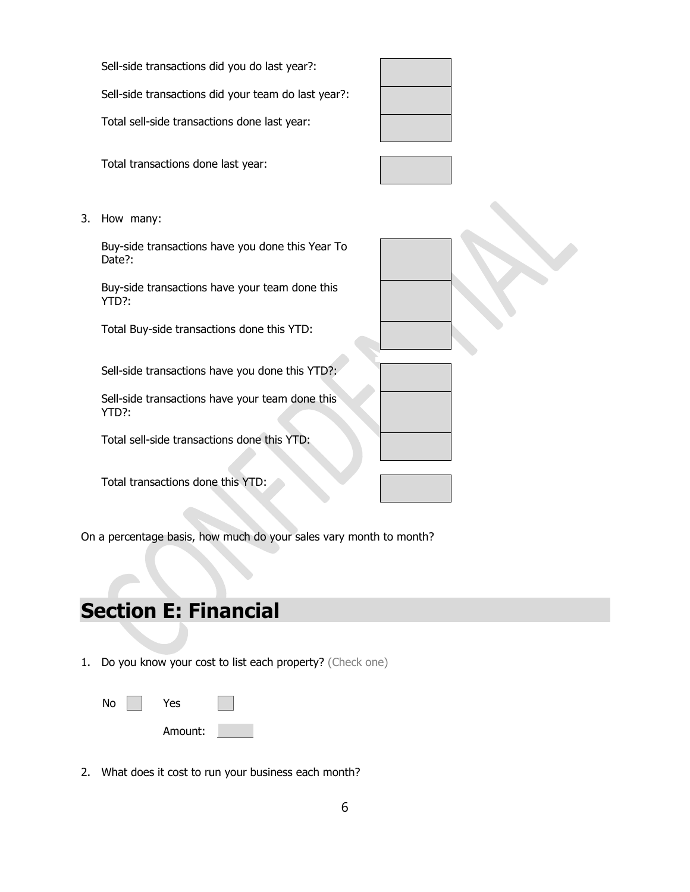Sell-side transactions did you do last year?:

Sell-side transactions did your team do last year?:

Total sell-side transactions done last year:

Total transactions done last year:

3. How many:

   Buy-side transactions have you done this Year To Date?:

   Buy-side transactions have your team done this YTD?:

   Total Buy-side transactions done this YTD:

   Sell-side transactions have you done this YTD?:

   Sell-side transactions have your team done this YTD?:

   Total sell-side transactions done this YTD:

   Total transactions done this YTD:

On a percentage basis, how much do your sales vary month to month?

# Section E: Financial

1. Do you know your cost to list each property? (Check one)

   No ☐ Yes ☐

   Amount:

2. What does it cost to run your business each month?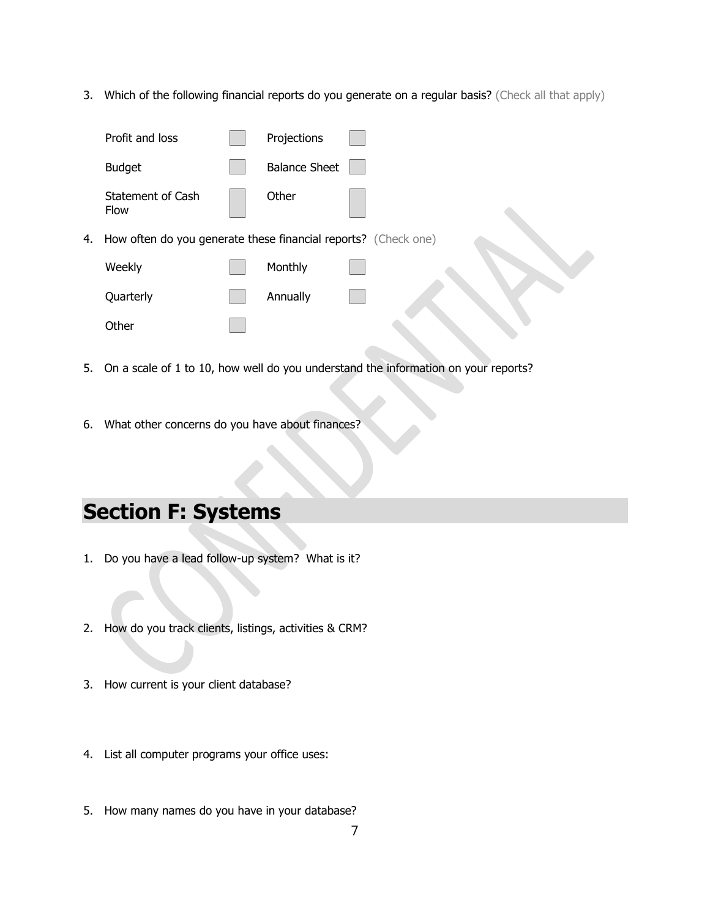3. Which of the following financial reports do you generate on a regular basis? (Check all that apply)

| | | | |
|---|---|---|---|
| Profit and loss | ☐ | Projections | ☐ |
| Budget | ☐ | Balance Sheet | ☐ |
| Statement of Cash Flow | ☐ | Other | ☐ |

4. How often do you generate these financial reports? (Check one)

| | | | |
|---|---|---|---|
| Weekly | ☐ | Monthly | ☐ |
| Quarterly | ☐ | Annually | ☐ |
| Other | ☐ | | |

5. On a scale of 1 to 10, how well do you understand the information on your reports?

6. What other concerns do you have about finances?

## Section F: Systems

1. Do you have a lead follow-up system? What is it?

2. How do you track clients, listings, activities & CRM?

3. How current is your client database?

4. List all computer programs your office uses:

5. How many names do you have in your database?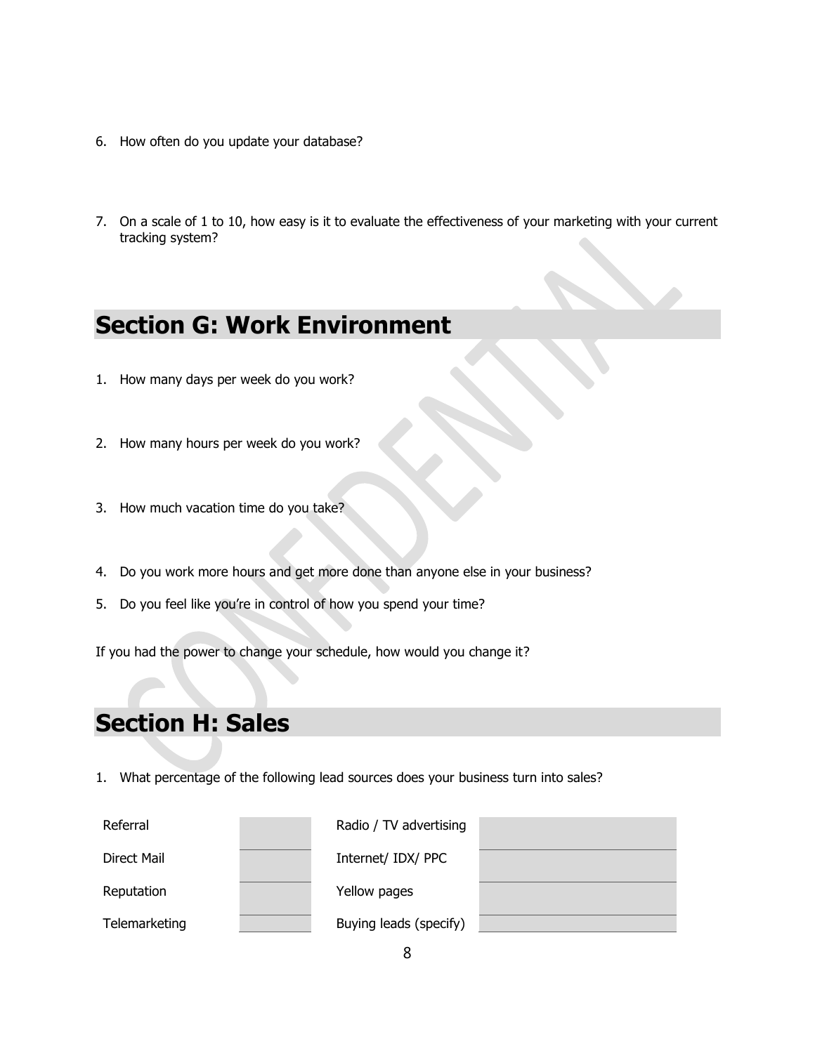6. How often do you update your database?

7. On a scale of 1 to 10, how easy is it to evaluate the effectiveness of your marketing with your current tracking system?

## Section G: Work Environment

1. How many days per week do you work?

2. How many hours per week do you work?

3. How much vacation time do you take?

4. Do you work more hours and get more done than anyone else in your business?
5. Do you feel like you're in control of how you spend your time?

If you had the power to change your schedule, how would you change it?

## Section H: Sales

1. What percentage of the following lead sources does your business turn into sales?

| Lead source | % | Lead source | % |
|---|---|---|---|
| Referral | | Radio / TV advertising | |
| Direct Mail | | Internet/ IDX/ PPC | |
| Reputation | | Yellow pages | |
| Telemarketing | | Buying leads (specify) | |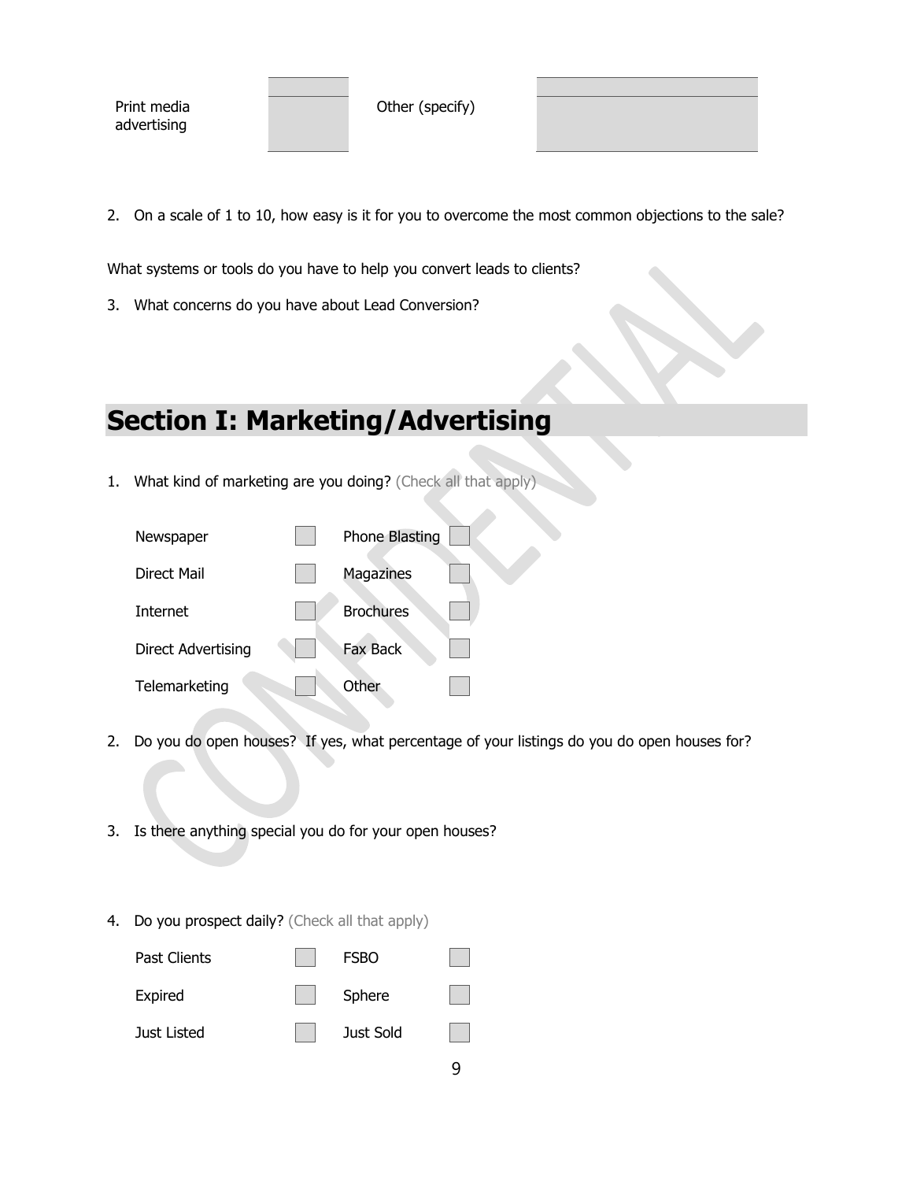| Print media advertising | | Other (specify) | |
|---|---|---|---|

2. On a scale of 1 to 10, how easy is it for you to overcome the most common objections to the sale?

What systems or tools do you have to help you convert leads to clients?

3. What concerns do you have about Lead Conversion?

# Section I: Marketing/Advertising

1. What kind of marketing are you doing? (Check all that apply)

| | | | |
|---|---|---|---|
| Newspaper | ☐ | Phone Blasting | ☐ |
| Direct Mail | ☐ | Magazines | ☐ |
| Internet | ☐ | Brochures | ☐ |
| Direct Advertising | ☐ | Fax Back | ☐ |
| Telemarketing | ☐ | Other | ☐ |

2. Do you do open houses? If yes, what percentage of your listings do you do open houses for?

3. Is there anything special you do for your open houses?

4. Do you prospect daily? (Check all that apply)

| | | | |
|---|---|---|---|
| Past Clients | ☐ | FSBO | ☐ |
| Expired | ☐ | Sphere | ☐ |
| Just Listed | ☐ | Just Sold | ☐ |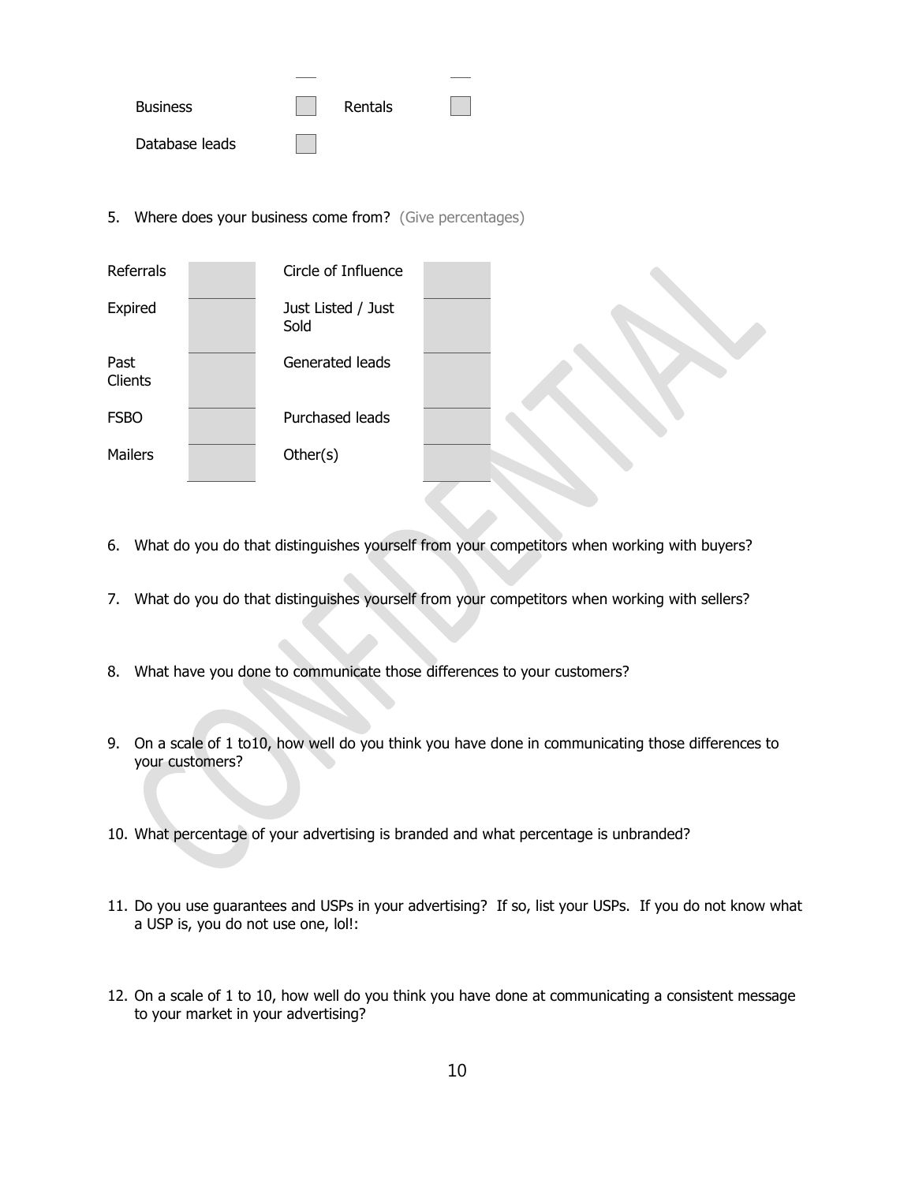| | | | |
|---|---|---|---|
| Business | ☐ | Rentals | ☐ |
| Database leads | ☐ | | |

5. Where does your business come from? (Give percentages)

| | | | |
|---|---|---|---|
| Referrals | | Circle of Influence | |
| Expired | | Just Listed / Just Sold | |
| Past Clients | | Generated leads | |
| FSBO | | Purchased leads | |
| Mailers | | Other(s) | |

6. What do you do that distinguishes yourself from your competitors when working with buyers?

7. What do you do that distinguishes yourself from your competitors when working with sellers?

8. What have you done to communicate those differences to your customers?

9. On a scale of 1 to10, how well do you think you have done in communicating those differences to your customers?

10. What percentage of your advertising is branded and what percentage is unbranded?

11. Do you use guarantees and USPs in your advertising? If so, list your USPs. If you do not know what a USP is, you do not use one, lol!:

12. On a scale of 1 to 10, how well do you think you have done at communicating a consistent message to your market in your advertising?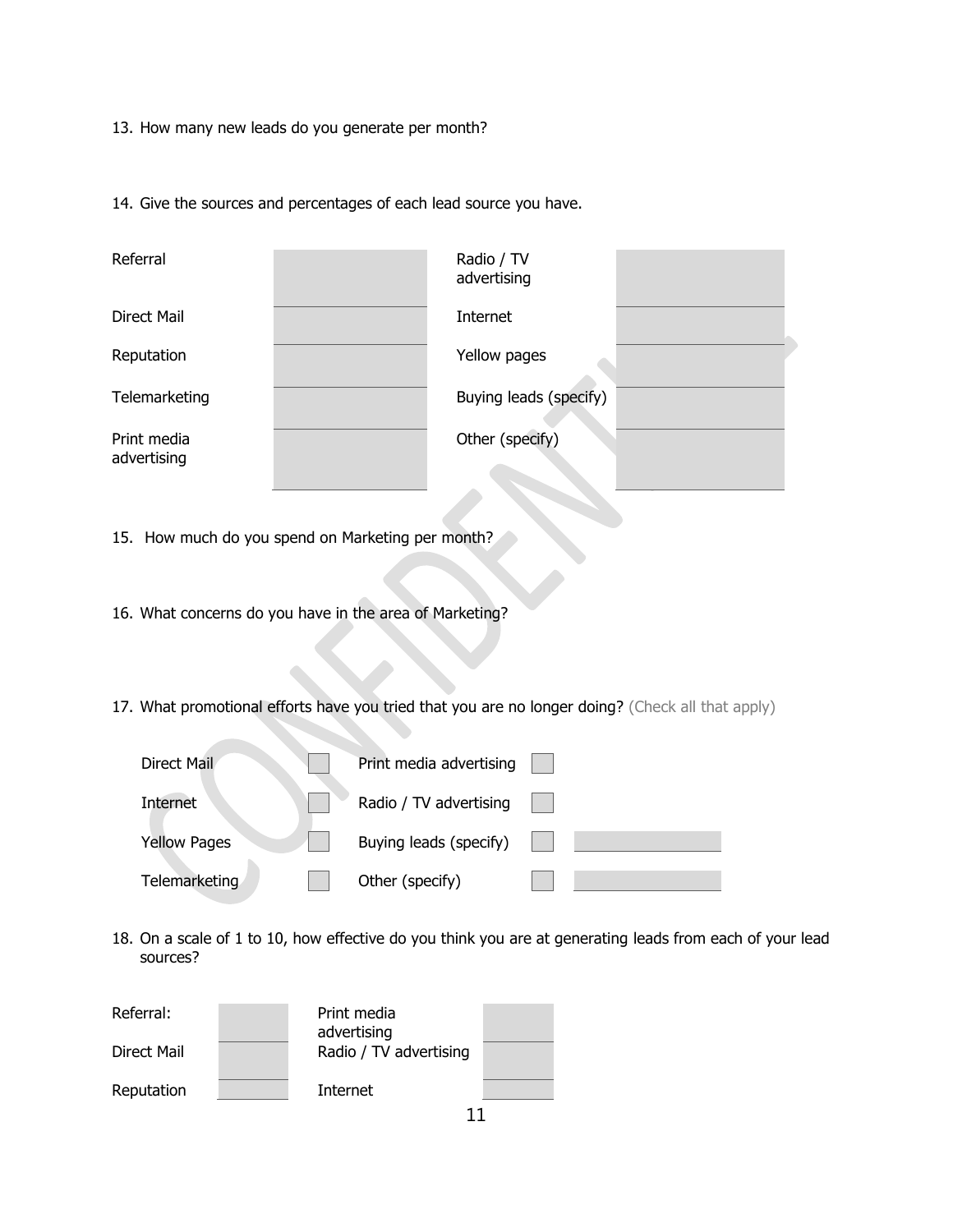13. How many new leads do you generate per month?

14. Give the sources and percentages of each lead source you have.

| Source | Percentage | Source | Percentage |
|---|---|---|---|
| Referral | | Radio / TV advertising | |
| Direct Mail | | Internet | |
| Reputation | | Yellow pages | |
| Telemarketing | | Buying leads (specify) | |
| Print media advertising | | Other (specify) | |

15. How much do you spend on Marketing per month?

16. What concerns do you have in the area of Marketing?

17. What promotional efforts have you tried that you are no longer doing? (Check all that apply)

- [ ] Direct Mail
- [ ] Internet
- [ ] Yellow Pages
- [ ] Telemarketing
- [ ] Print media advertising
- [ ] Radio / TV advertising
- [ ] Buying leads (specify) ____________
- [ ] Other (specify) ____________

18. On a scale of 1 to 10, how effective do you think you are at generating leads from each of your lead sources?

| Source | Rating | Source | Rating |
|---|---|---|---|
| Referral: | | Print media advertising | |
| Direct Mail | | Radio / TV advertising | |
| Reputation | | Internet | |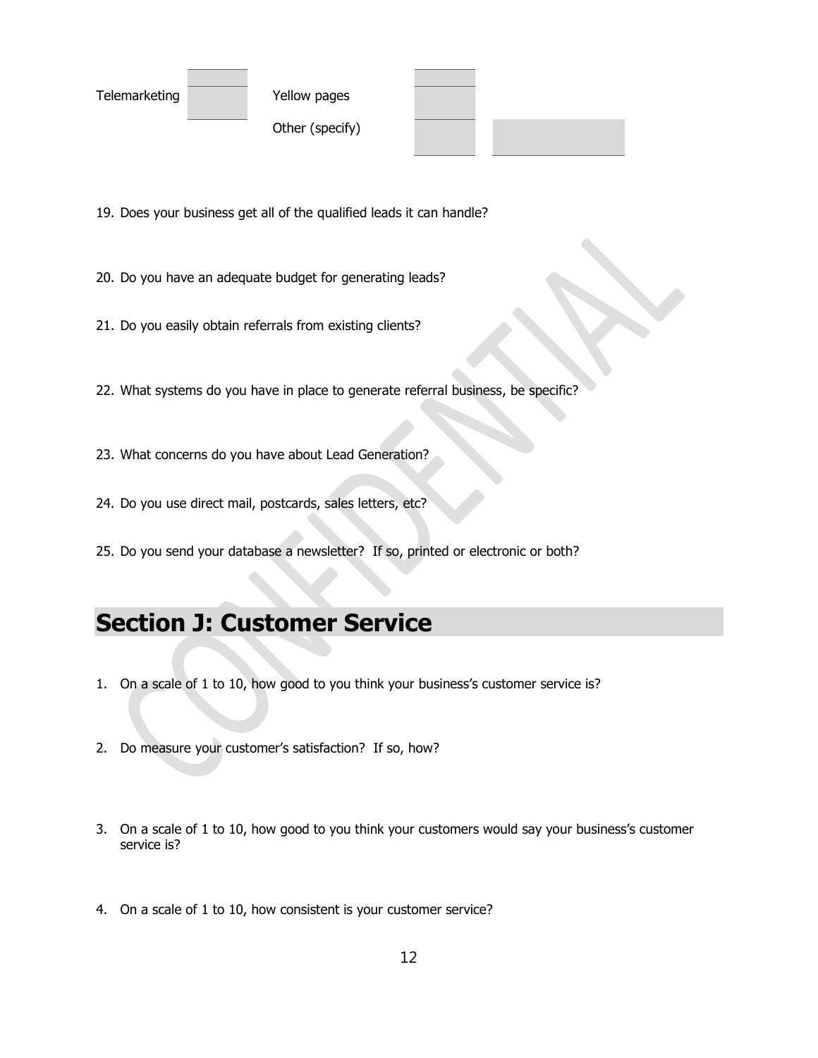| Telemarketing | | Yellow pages | | |
|---|---|---|---|---|
| | | Other (specify) | | |

19. Does your business get all of the qualified leads it can handle?

20. Do you have an adequate budget for generating leads?

21. Do you easily obtain referrals from existing clients?

22. What systems do you have in place to generate referral business, be specific?

23. What concerns do you have about Lead Generation?

24. Do you use direct mail, postcards, sales letters, etc?

25. Do you send your database a newsletter? If so, printed or electronic or both?

## Section J: Customer Service

1. On a scale of 1 to 10, how good to you think your business's customer service is?

2. Do measure your customer's satisfaction? If so, how?

3. On a scale of 1 to 10, how good to you think your customers would say your business's customer service is?

4. On a scale of 1 to 10, how consistent is your customer service?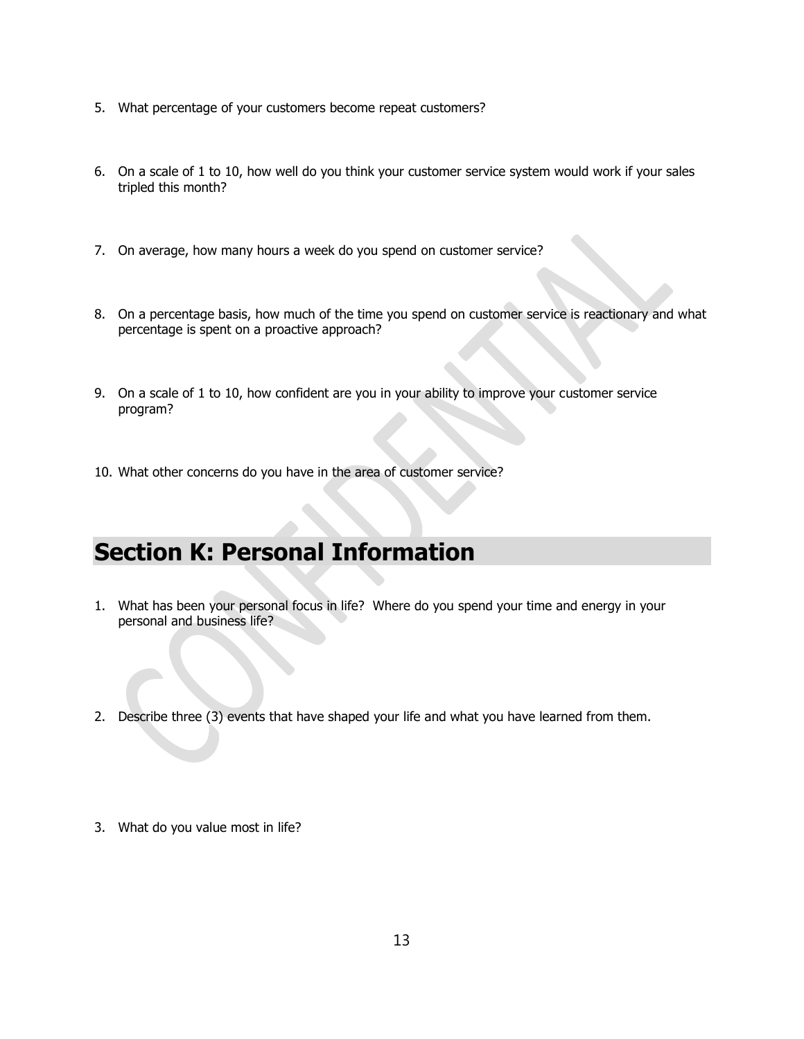5. What percentage of your customers become repeat customers?

6. On a scale of 1 to 10, how well do you think your customer service system would work if your sales tripled this month?

7. On average, how many hours a week do you spend on customer service?

8. On a percentage basis, how much of the time you spend on customer service is reactionary and what percentage is spent on a proactive approach?

9. On a scale of 1 to 10, how confident are you in your ability to improve your customer service program?

10. What other concerns do you have in the area of customer service?

## Section K: Personal Information

1. What has been your personal focus in life? Where do you spend your time and energy in your personal and business life?

2. Describe three (3) events that have shaped your life and what you have learned from them.

3. What do you value most in life?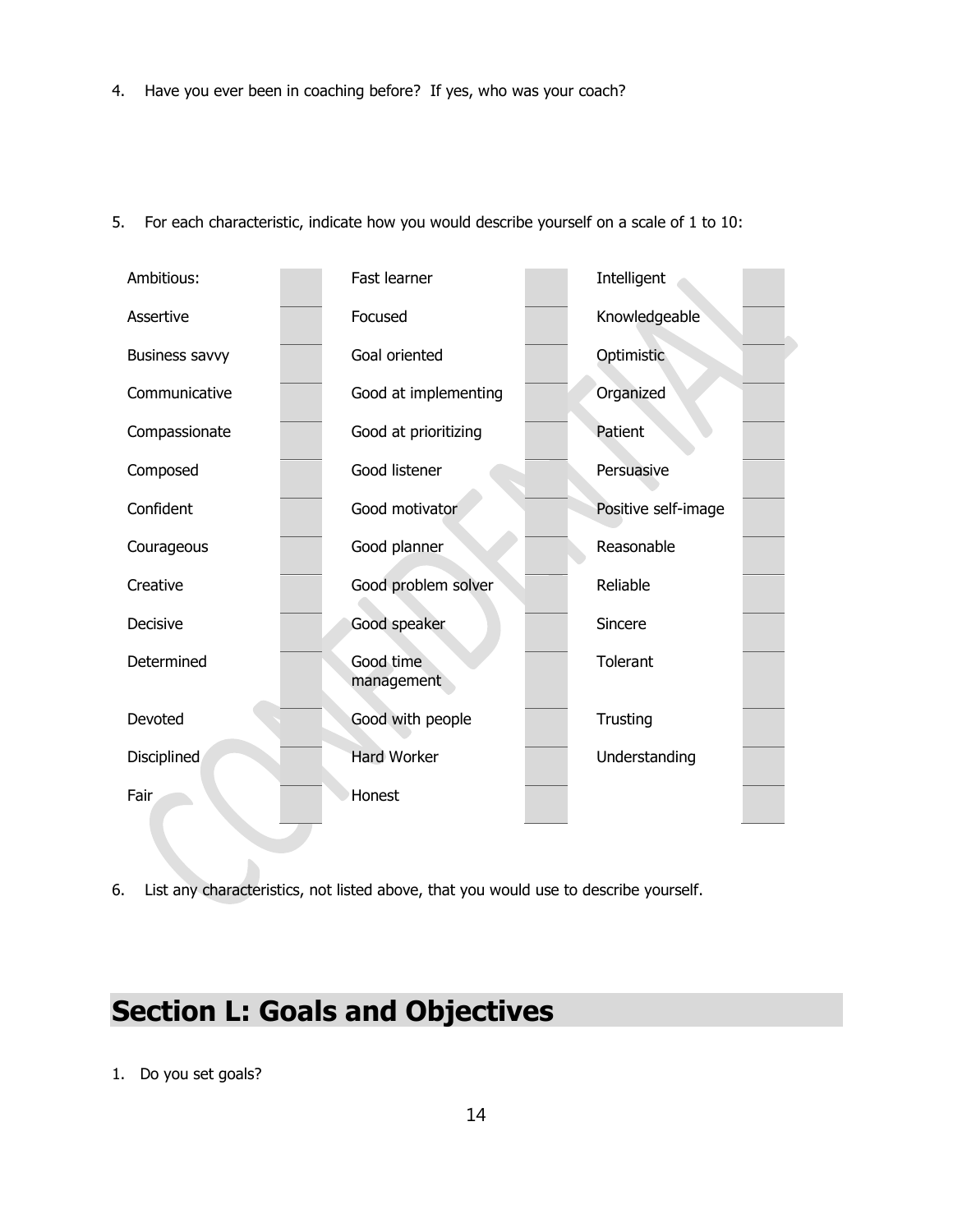4. Have you ever been in coaching before? If yes, who was your coach?

5. For each characteristic, indicate how you would describe yourself on a scale of 1 to 10:

| Characteristic | Rating | Characteristic | Rating | Characteristic | Rating |
|---|---|---|---|---|---|
| Ambitious: | | Fast learner | | Intelligent | |
| Assertive | | Focused | | Knowledgeable | |
| Business savvy | | Goal oriented | | Optimistic | |
| Communicative | | Good at implementing | | Organized | |
| Compassionate | | Good at prioritizing | | Patient | |
| Composed | | Good listener | | Persuasive | |
| Confident | | Good motivator | | Positive self-image | |
| Courageous | | Good planner | | Reasonable | |
| Creative | | Good problem solver | | Reliable | |
| Decisive | | Good speaker | | Sincere | |
| Determined | | Good time management | | Tolerant | |
| Devoted | | Good with people | | Trusting | |
| Disciplined | | Hard Worker | | Understanding | |
| Fair | | Honest | | | |

6. List any characteristics, not listed above, that you would use to describe yourself.

## Section L: Goals and Objectives

1. Do you set goals?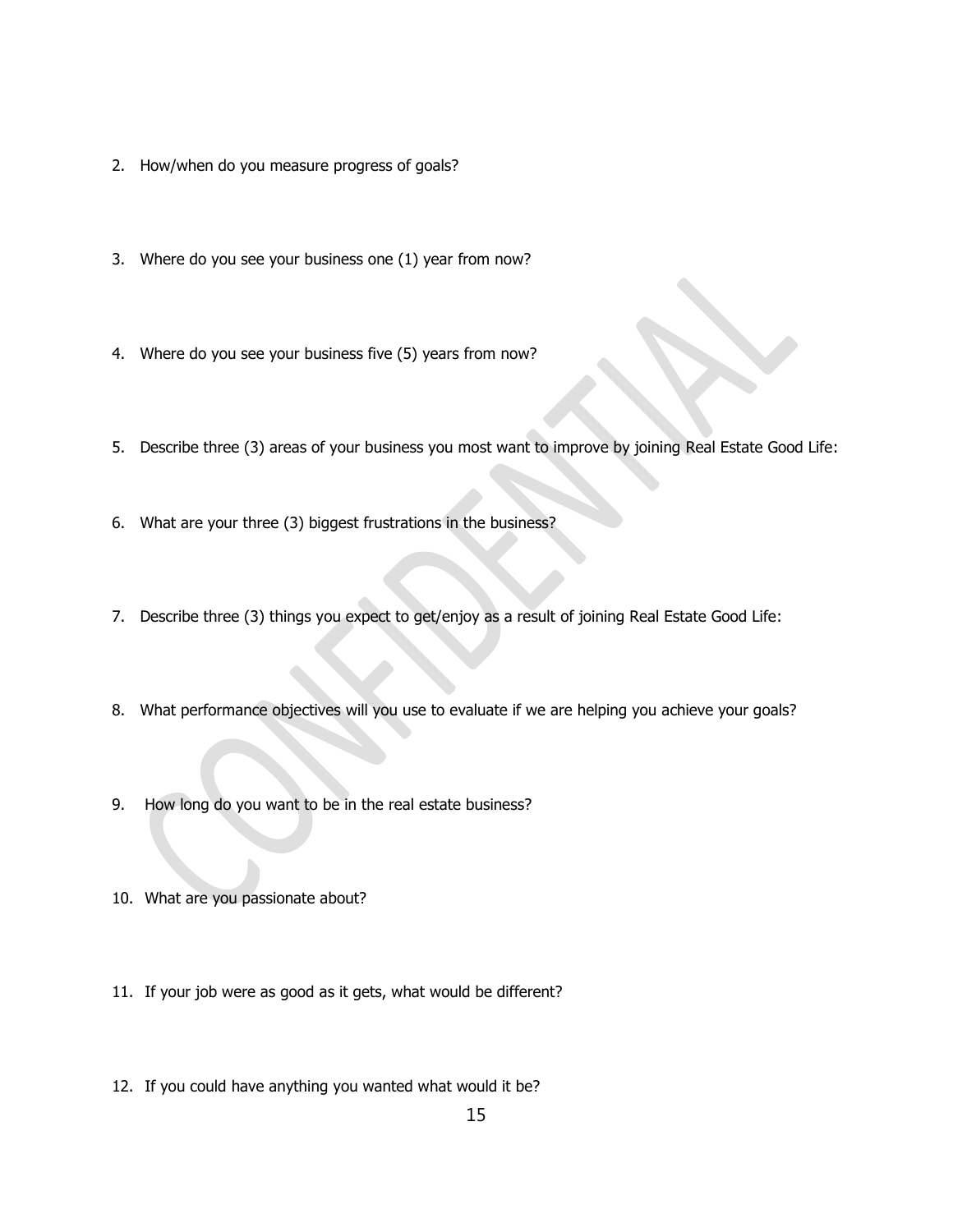2. How/when do you measure progress of goals?

3. Where do you see your business one (1) year from now?

4. Where do you see your business five (5) years from now?

5. Describe three (3) areas of your business you most want to improve by joining Real Estate Good Life:

6. What are your three (3) biggest frustrations in the business?

7. Describe three (3) things you expect to get/enjoy as a result of joining Real Estate Good Life:

8. What performance objectives will you use to evaluate if we are helping you achieve your goals?

9. How long do you want to be in the real estate business?

10. What are you passionate about?

11. If your job were as good as it gets, what would be different?

12. If you could have anything you wanted what would it be?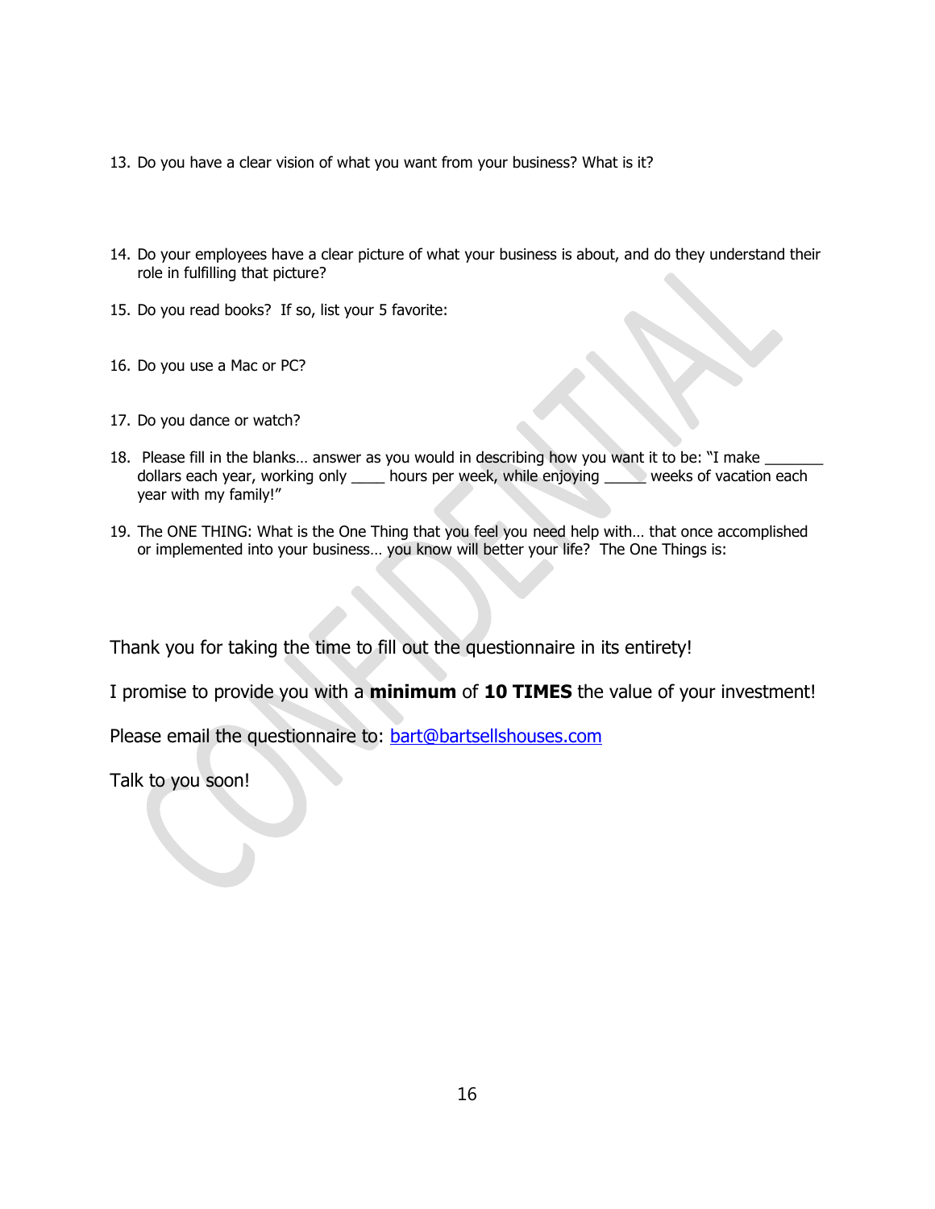13. Do you have a clear vision of what you want from your business? What is it?

14. Do your employees have a clear picture of what your business is about, and do they understand their role in fulfilling that picture?

15. Do you read books? If so, list your 5 favorite:

16. Do you use a Mac or PC?

17. Do you dance or watch?

18. Please fill in the blanks… answer as you would in describing how you want it to be: "I make _______ dollars each year, working only ____ hours per week, while enjoying _____ weeks of vacation each year with my family!"

19. The ONE THING: What is the One Thing that you feel you need help with… that once accomplished or implemented into your business… you know will better your life? The One Things is:

Thank you for taking the time to fill out the questionnaire in its entirety!

I promise to provide you with a **minimum** of **10 TIMES** the value of your investment!

Please email the questionnaire to: bart@bartsellshouses.com

Talk to you soon!